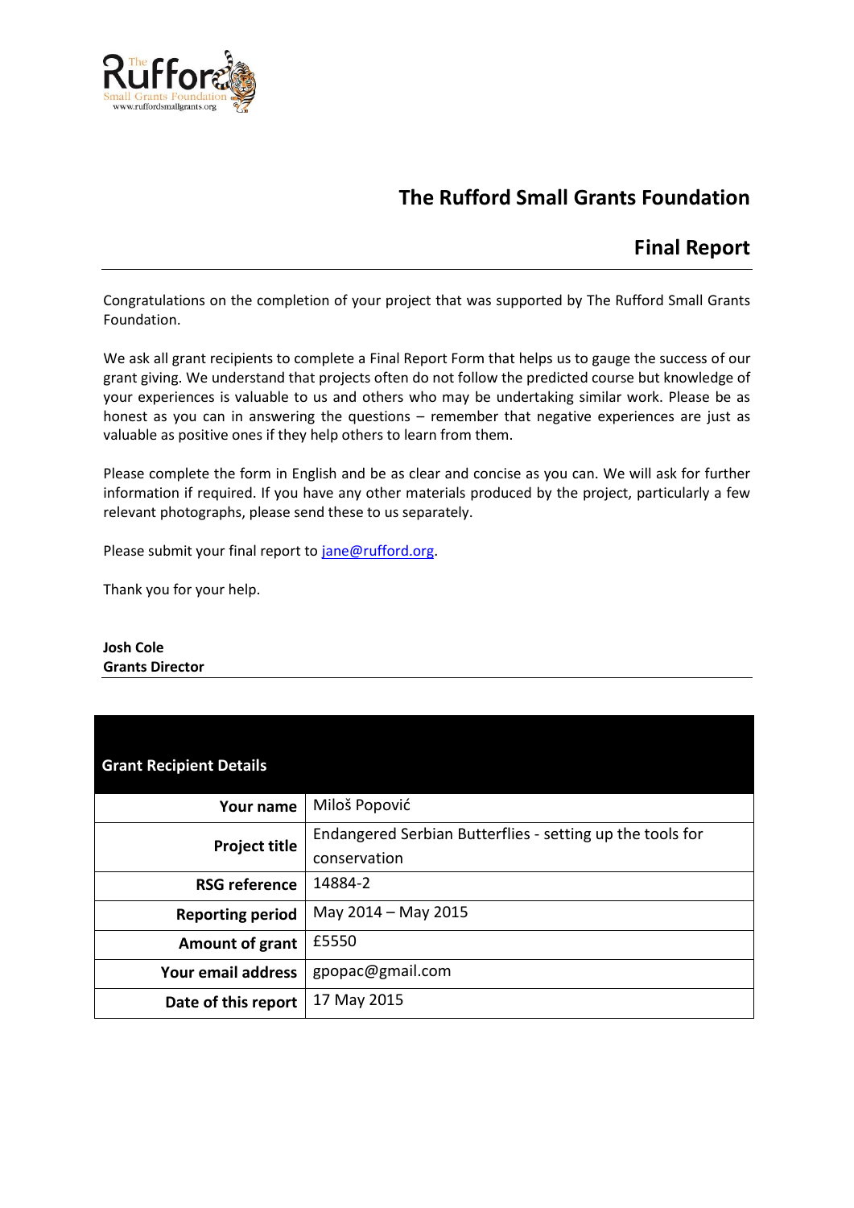# The Rufford Small Grants Foundation

## Final Report

Congratulations on the completion of your project that was supported by The Rufford Small Grants Foundation.

We ask all grant recipients to complete a Final Report Form that helps us to gauge the success of our grant giving. We understand that projects often do not follow the predicted course but knowledge of your experiences is valuable to us and others who may be undertaking similar work. Please be as honest as you can in answering the questions – remember that negative experiences are just as valuable as positive ones if they help others to learn from them.

Please complete the form in English and be as clear and concise as you can. We will ask for further information if required. If you have any other materials produced by the project, particularly a few relevant photographs, please send these to us separately.

Please submit your final report to jane@rufford.org.

Thank you for your help.

**Josh Cole**
**Grants Director**

| Grant Recipient Details | |
|---|---|
| **Your name** | Miloš Popović |
| **Project title** | Endangered Serbian Butterflies - setting up the tools for conservation |
| **RSG reference** | 14884-2 |
| **Reporting period** | May 2014 – May 2015 |
| **Amount of grant** | £5550 |
| **Your email address** | gpopac@gmail.com |
| **Date of this report** | 17 May 2015 |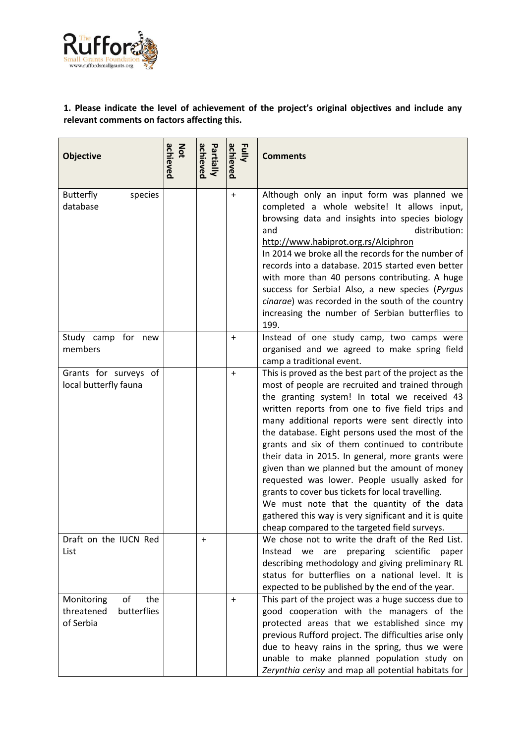**1. Please indicate the level of achievement of the project's original objectives and include any relevant comments on factors affecting this.**

| Objective | Not achieved | Partially achieved | Fully achieved | Comments |
|---|---|---|---|---|
| Butterfly species database | | | + | Although only an input form was planned we completed a whole website! It allows input, browsing data and insights into species biology and distribution: http://www.habiprot.org.rs/Alciphron<br>In 2014 we broke all the records for the number of records into a database. 2015 started even better with more than 40 persons contributing. A huge success for Serbia! Also, a new species (*Pyrgus cinarae*) was recorded in the south of the country increasing the number of Serbian butterflies to 199. |
| Study camp for new members | | | + | Instead of one study camp, two camps were organised and we agreed to make spring field camp a traditional event. |
| Grants for surveys of local butterfly fauna | | | + | This is proved as the best part of the project as the most of people are recruited and trained through the granting system! In total we received 43 written reports from one to five field trips and many additional reports were sent directly into the database. Eight persons used the most of the grants and six of them continued to contribute their data in 2015. In general, more grants were given than we planned but the amount of money requested was lower. People usually asked for grants to cover bus tickets for local travelling.<br>We must note that the quantity of the data gathered this way is very significant and it is quite cheap compared to the targeted field surveys. |
| Draft on the IUCN Red List | | + | | We chose not to write the draft of the Red List. Instead we are preparing scientific paper describing methodology and giving preliminary RL status for butterflies on a national level. It is expected to be published by the end of the year. |
| Monitoring of the threatened butterflies of Serbia | | | + | This part of the project was a huge success due to good cooperation with the managers of the protected areas that we established since my previous Rufford project. The difficulties arise only due to heavy rains in the spring, thus we were unable to make planned population study on *Zerynthia cerisy* and map all potential habitats for |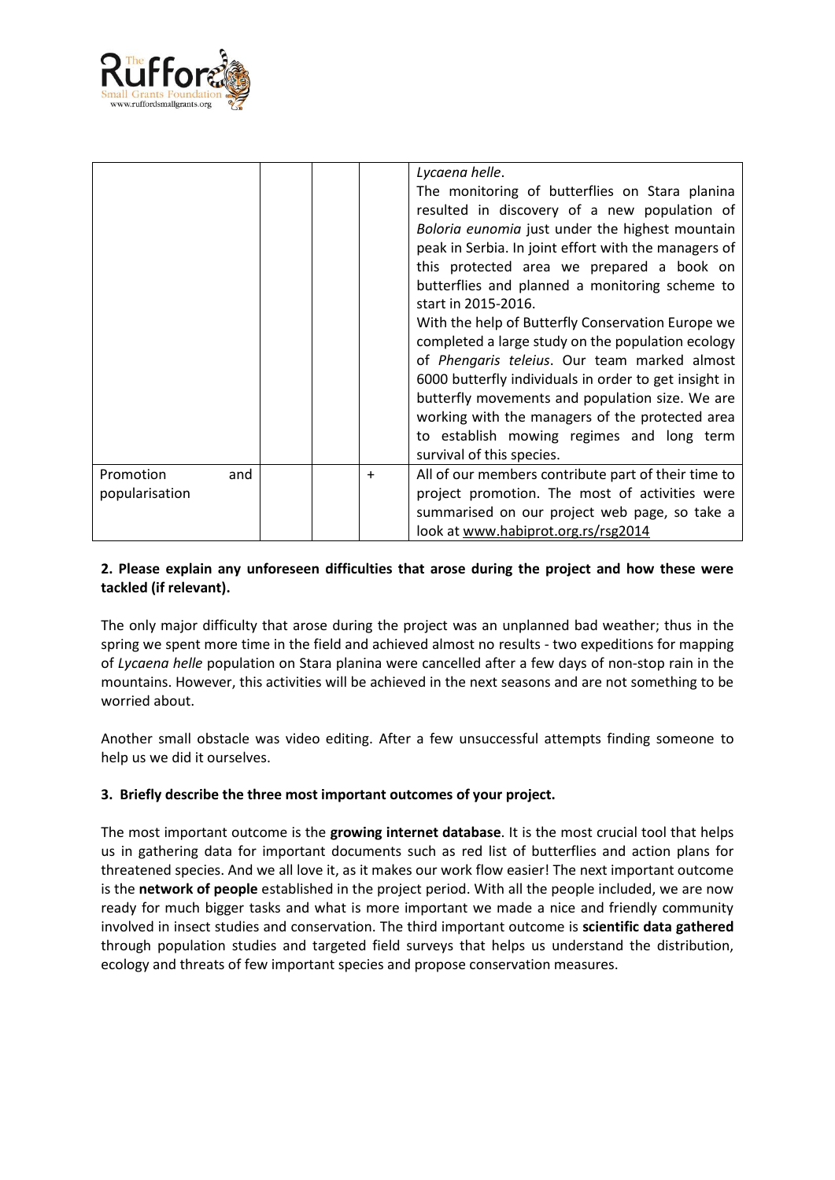| | | | | |
|---|---|---|---|---|
| | | | | *Lycaena helle*.<br>The monitoring of butterflies on Stara planina resulted in discovery of a new population of *Boloria eunomia* just under the highest mountain peak in Serbia. In joint effort with the managers of this protected area we prepared a book on butterflies and planned a monitoring scheme to start in 2015-2016.<br>With the help of Butterfly Conservation Europe we completed a large study on the population ecology of *Phengaris teleius*. Our team marked almost 6000 butterfly individuals in order to get insight in butterfly movements and population size. We are working with the managers of the protected area to establish mowing regimes and long term survival of this species. |
| Promotion and popularisation | | | + | All of our members contribute part of their time to project promotion. The most of activities were summarised on our project web page, so take a look at www.habiprot.org.rs/rsg2014 |

**2. Please explain any unforeseen difficulties that arose during the project and how these were tackled (if relevant).**

The only major difficulty that arose during the project was an unplanned bad weather; thus in the spring we spent more time in the field and achieved almost no results - two expeditions for mapping of *Lycaena helle* population on Stara planina were cancelled after a few days of non-stop rain in the mountains. However, this activities will be achieved in the next seasons and are not something to be worried about.

Another small obstacle was video editing. After a few unsuccessful attempts finding someone to help us we did it ourselves.

**3. Briefly describe the three most important outcomes of your project.**

The most important outcome is the **growing internet database**. It is the most crucial tool that helps us in gathering data for important documents such as red list of butterflies and action plans for threatened species. And we all love it, as it makes our work flow easier! The next important outcome is the **network of people** established in the project period. With all the people included, we are now ready for much bigger tasks and what is more important we made a nice and friendly community involved in insect studies and conservation. The third important outcome is **scientific data gathered** through population studies and targeted field surveys that helps us understand the distribution, ecology and threats of few important species and propose conservation measures.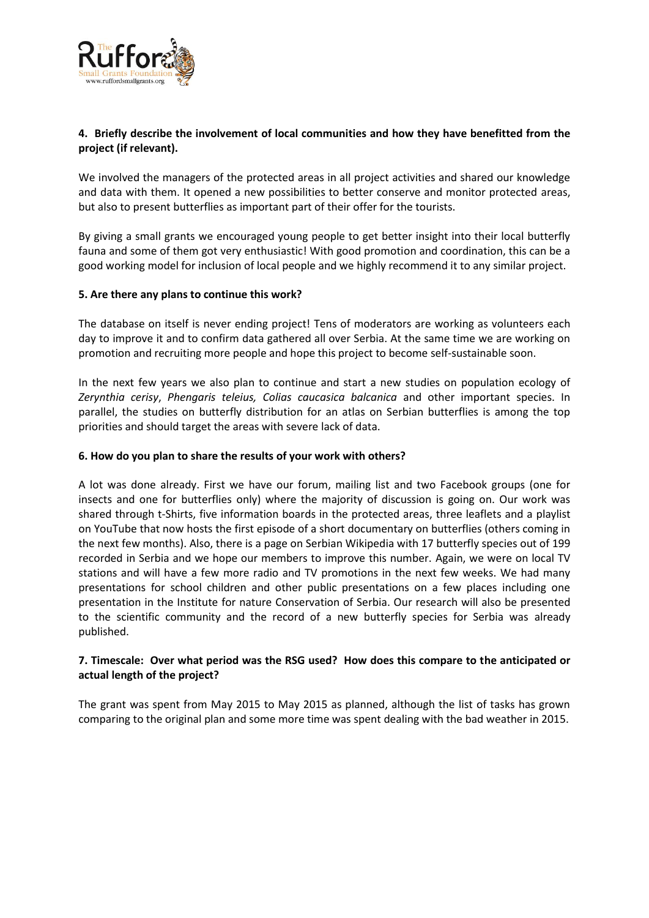**4. Briefly describe the involvement of local communities and how they have benefitted from the project (if relevant).**

We involved the managers of the protected areas in all project activities and shared our knowledge and data with them. It opened a new possibilities to better conserve and monitor protected areas, but also to present butterflies as important part of their offer for the tourists.

By giving a small grants we encouraged young people to get better insight into their local butterfly fauna and some of them got very enthusiastic! With good promotion and coordination, this can be a good working model for inclusion of local people and we highly recommend it to any similar project.

**5. Are there any plans to continue this work?**

The database on itself is never ending project! Tens of moderators are working as volunteers each day to improve it and to confirm data gathered all over Serbia. At the same time we are working on promotion and recruiting more people and hope this project to become self-sustainable soon.

In the next few years we also plan to continue and start a new studies on population ecology of *Zerynthia cerisy*, *Phengaris teleius, Colias caucasica balcanica* and other important species. In parallel, the studies on butterfly distribution for an atlas on Serbian butterflies is among the top priorities and should target the areas with severe lack of data.

**6. How do you plan to share the results of your work with others?**

A lot was done already. First we have our forum, mailing list and two Facebook groups (one for insects and one for butterflies only) where the majority of discussion is going on. Our work was shared through t-Shirts, five information boards in the protected areas, three leaflets and a playlist on YouTube that now hosts the first episode of a short documentary on butterflies (others coming in the next few months). Also, there is a page on Serbian Wikipedia with 17 butterfly species out of 199 recorded in Serbia and we hope our members to improve this number. Again, we were on local TV stations and will have a few more radio and TV promotions in the next few weeks. We had many presentations for school children and other public presentations on a few places including one presentation in the Institute for nature Conservation of Serbia. Our research will also be presented to the scientific community and the record of a new butterfly species for Serbia was already published.

**7. Timescale: Over what period was the RSG used? How does this compare to the anticipated or actual length of the project?**

The grant was spent from May 2015 to May 2015 as planned, although the list of tasks has grown comparing to the original plan and some more time was spent dealing with the bad weather in 2015.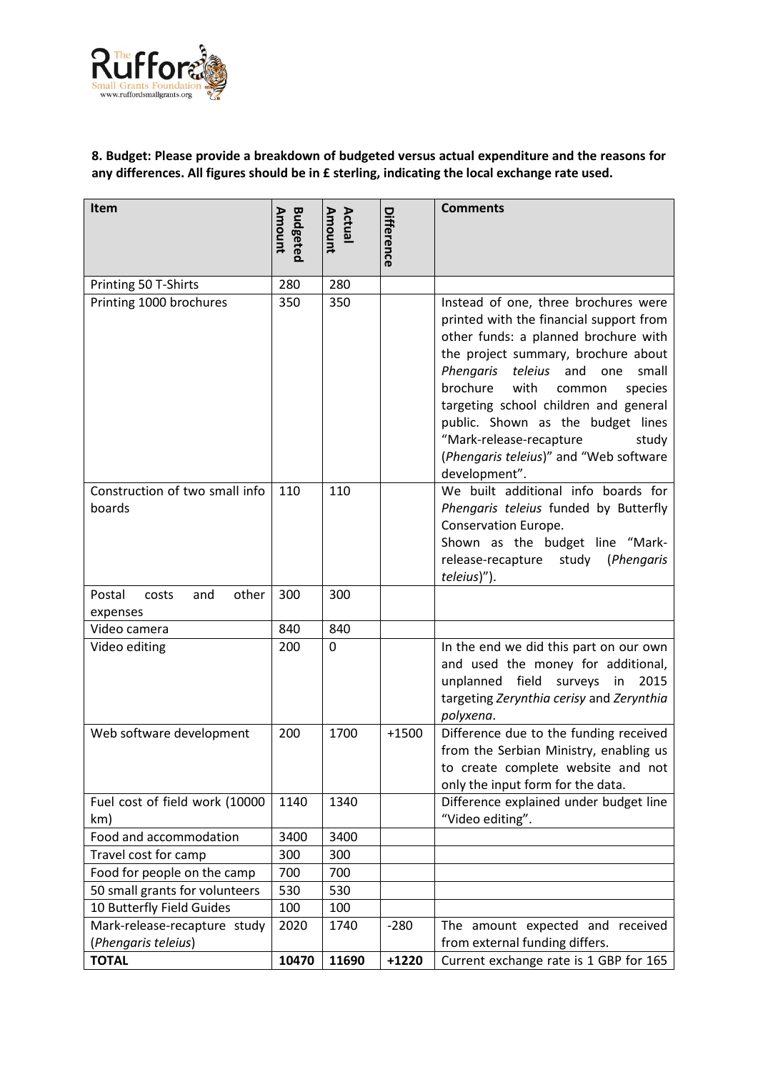**8. Budget: Please provide a breakdown of budgeted versus actual expenditure and the reasons for any differences. All figures should be in £ sterling, indicating the local exchange rate used.**

| Item | Budgeted Amount | Actual Amount | Difference | Comments |
|---|---|---|---|---|
| Printing 50 T-Shirts | 280 | 280 | | |
| Printing 1000 brochures | 350 | 350 | | Instead of one, three brochures were printed with the financial support from other funds: a planned brochure with the project summary, brochure about *Phengaris teleius* and one small brochure with common species targeting school children and general public. Shown as the budget lines "Mark-release-recapture study (*Phengaris teleius*)" and "Web software development". |
| Construction of two small info boards | 110 | 110 | | We built additional info boards for *Phengaris teleius* funded by Butterfly Conservation Europe. Shown as the budget line "Mark-release-recapture study (*Phengaris teleius*)"). |
| Postal costs and other expenses | 300 | 300 | | |
| Video camera | 840 | 840 | | |
| Video editing | 200 | 0 | | In the end we did this part on our own and used the money for additional, unplanned field surveys in 2015 targeting *Zerynthia cerisy* and *Zerynthia polyxena*. |
| Web software development | 200 | 1700 | +1500 | Difference due to the funding received from the Serbian Ministry, enabling us to create complete website and not only the input form for the data. |
| Fuel cost of field work (10000 km) | 1140 | 1340 | | Difference explained under budget line "Video editing". |
| Food and accommodation | 3400 | 3400 | | |
| Travel cost for camp | 300 | 300 | | |
| Food for people on the camp | 700 | 700 | | |
| 50 small grants for volunteers | 530 | 530 | | |
| 10 Butterfly Field Guides | 100 | 100 | | |
| Mark-release-recapture study (*Phengaris teleius*) | 2020 | 1740 | -280 | The amount expected and received from external funding differs. |
| **TOTAL** | **10470** | **11690** | **+1220** | Current exchange rate is 1 GBP for 165 |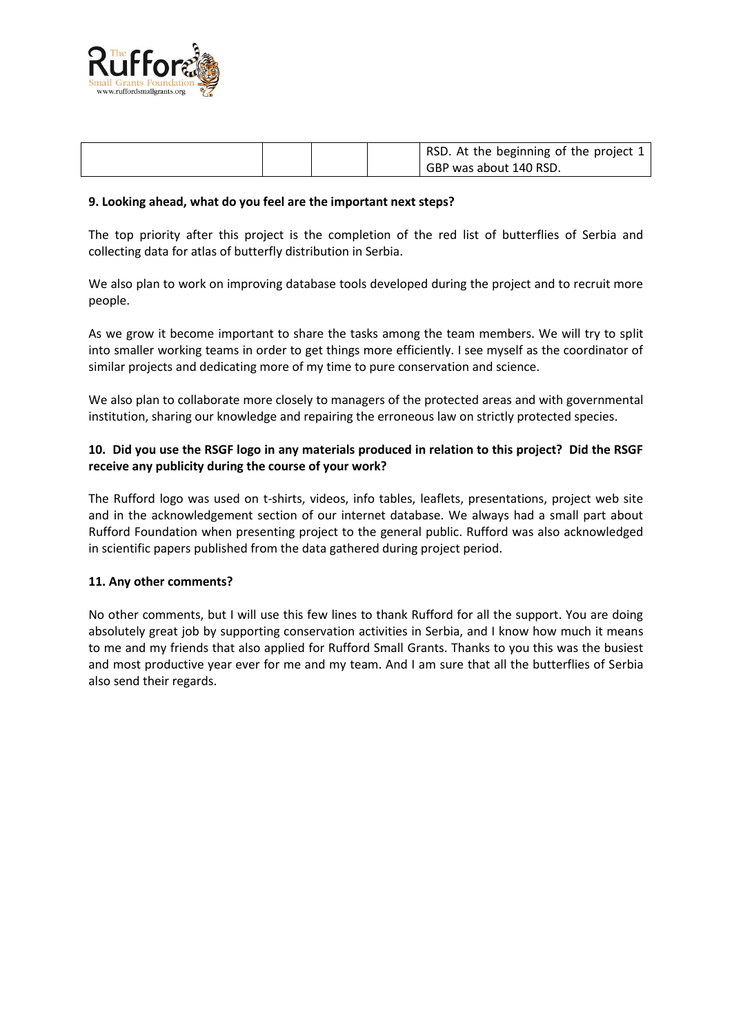| | | | | |
|---|---|---|---|---|
| | | | | RSD. At the beginning of the project 1 GBP was about 140 RSD. |

**9. Looking ahead, what do you feel are the important next steps?**

The top priority after this project is the completion of the red list of butterflies of Serbia and collecting data for atlas of butterfly distribution in Serbia.

We also plan to work on improving database tools developed during the project and to recruit more people.

As we grow it become important to share the tasks among the team members. We will try to split into smaller working teams in order to get things more efficiently. I see myself as the coordinator of similar projects and dedicating more of my time to pure conservation and science.

We also plan to collaborate more closely to managers of the protected areas and with governmental institution, sharing our knowledge and repairing the erroneous law on strictly protected species.

**10. Did you use the RSGF logo in any materials produced in relation to this project? Did the RSGF receive any publicity during the course of your work?**

The Rufford logo was used on t-shirts, videos, info tables, leaflets, presentations, project web site and in the acknowledgement section of our internet database. We always had a small part about Rufford Foundation when presenting project to the general public. Rufford was also acknowledged in scientific papers published from the data gathered during project period.

**11. Any other comments?**

No other comments, but I will use this few lines to thank Rufford for all the support. You are doing absolutely great job by supporting conservation activities in Serbia, and I know how much it means to me and my friends that also applied for Rufford Small Grants. Thanks to you this was the busiest and most productive year ever for me and my team. And I am sure that all the butterflies of Serbia also send their regards.